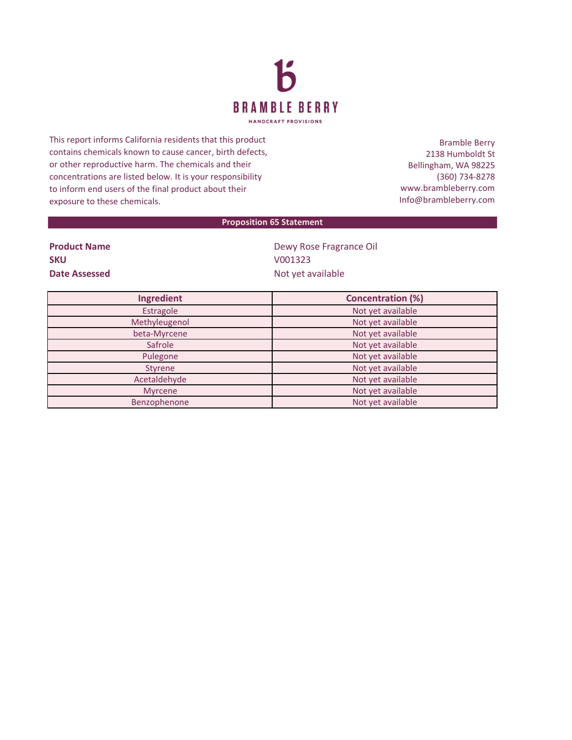# BRAMBLE BERRY

HANDCRAFT PROVISIONS

This report informs California residents that this product contains chemicals known to cause cancer, birth defects, or other reproductive harm. The chemicals and their concentrations are listed below. It is your responsibility to inform end users of the final product about their exposure to these chemicals.

Bramble Berry
2138 Humboldt St
Bellingham, WA 98225
(360) 734-8278
www.brambleberry.com
Info@brambleberry.com

## Proposition 65 Statement

**Product Name** Dewy Rose Fragrance Oil
**SKU** V001323
**Date Assessed** Not yet available

| Ingredient | Concentration (%) |
|---|---|
| Estragole | Not yet available |
| Methyleugenol | Not yet available |
| beta-Myrcene | Not yet available |
| Safrole | Not yet available |
| Pulegone | Not yet available |
| Styrene | Not yet available |
| Acetaldehyde | Not yet available |
| Myrcene | Not yet available |
| Benzophenone | Not yet available |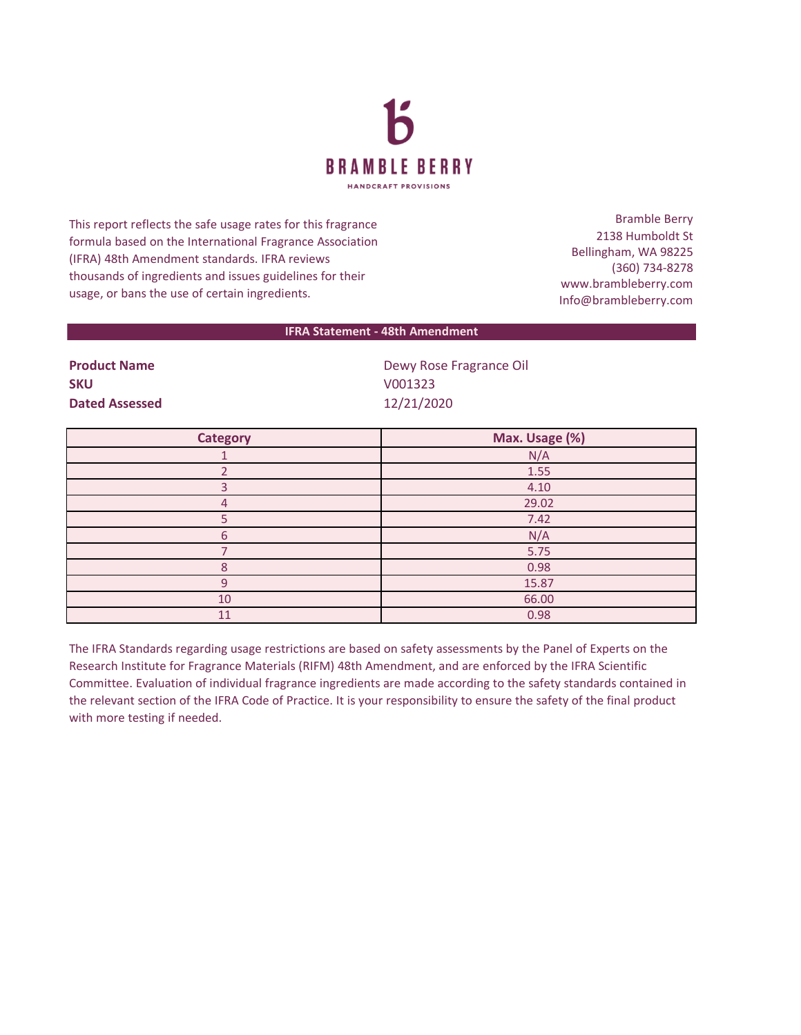**BRAMBLE BERRY**

HANDCRAFT PROVISIONS

This report reflects the safe usage rates for this fragrance formula based on the International Fragrance Association (IFRA) 48th Amendment standards. IFRA reviews thousands of ingredients and issues guidelines for their usage, or bans the use of certain ingredients.

Bramble Berry
2138 Humboldt St
Bellingham, WA 98225
(360) 734-8278
www.brambleberry.com
Info@brambleberry.com

## IFRA Statement - 48th Amendment

**Product Name** Dewy Rose Fragrance Oil
**SKU** V001323
**Dated Assessed** 12/21/2020

| Category | Max. Usage (%) |
|---|---|
| 1 | N/A |
| 2 | 1.55 |
| 3 | 4.10 |
| 4 | 29.02 |
| 5 | 7.42 |
| 6 | N/A |
| 7 | 5.75 |
| 8 | 0.98 |
| 9 | 15.87 |
| 10 | 66.00 |
| 11 | 0.98 |

The IFRA Standards regarding usage restrictions are based on safety assessments by the Panel of Experts on the Research Institute for Fragrance Materials (RIFM) 48th Amendment, and are enforced by the IFRA Scientific Committee. Evaluation of individual fragrance ingredients are made according to the safety standards contained in the relevant section of the IFRA Code of Practice. It is your responsibility to ensure the safety of the final product with more testing if needed.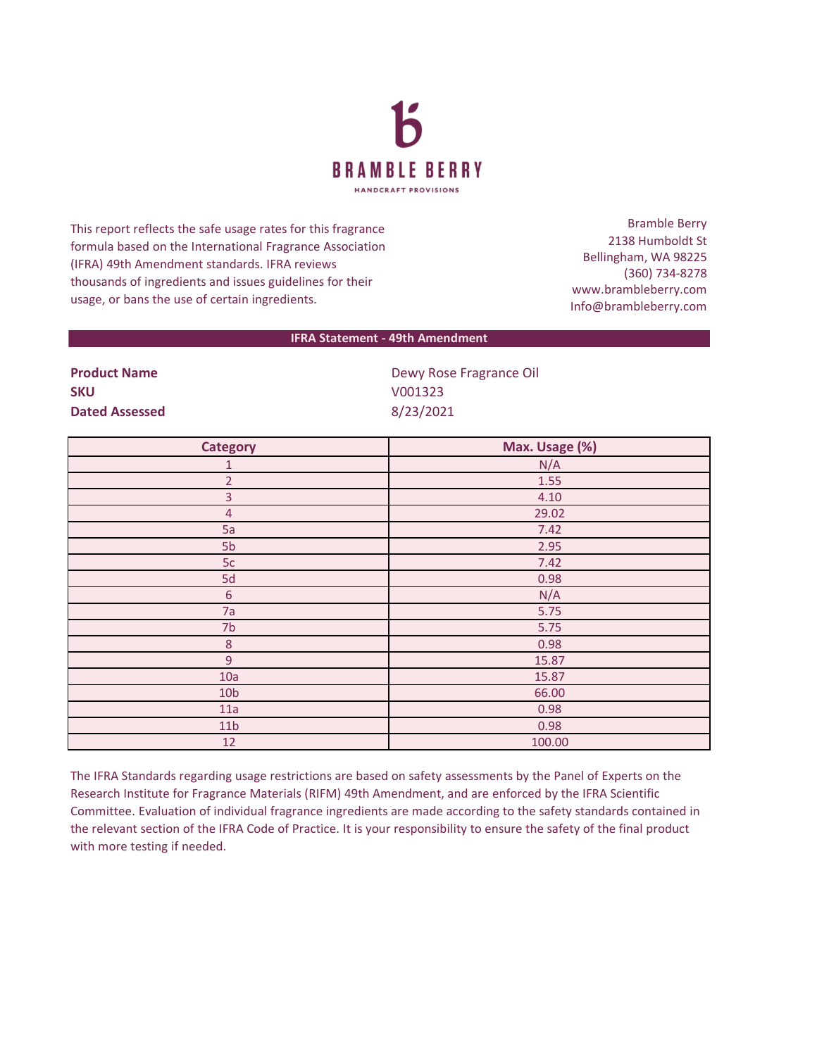# BRAMBLE BERRY

HANDCRAFT PROVISIONS

This report reflects the safe usage rates for this fragrance formula based on the International Fragrance Association (IFRA) 49th Amendment standards. IFRA reviews thousands of ingredients and issues guidelines for their usage, or bans the use of certain ingredients.

Bramble Berry
2138 Humboldt St
Bellingham, WA 98225
(360) 734-8278
www.brambleberry.com
Info@brambleberry.com

## IFRA Statement - 49th Amendment

**Product Name** Dewy Rose Fragrance Oil
**SKU** V001323
**Dated Assessed** 8/23/2021

| Category | Max. Usage (%) |
|---|---|
| 1 | N/A |
| 2 | 1.55 |
| 3 | 4.10 |
| 4 | 29.02 |
| 5a | 7.42 |
| 5b | 2.95 |
| 5c | 7.42 |
| 5d | 0.98 |
| 6 | N/A |
| 7a | 5.75 |
| 7b | 5.75 |
| 8 | 0.98 |
| 9 | 15.87 |
| 10a | 15.87 |
| 10b | 66.00 |
| 11a | 0.98 |
| 11b | 0.98 |
| 12 | 100.00 |

The IFRA Standards regarding usage restrictions are based on safety assessments by the Panel of Experts on the Research Institute for Fragrance Materials (RIFM) 49th Amendment, and are enforced by the IFRA Scientific Committee. Evaluation of individual fragrance ingredients are made according to the safety standards contained in the relevant section of the IFRA Code of Practice. It is your responsibility to ensure the safety of the final product with more testing if needed.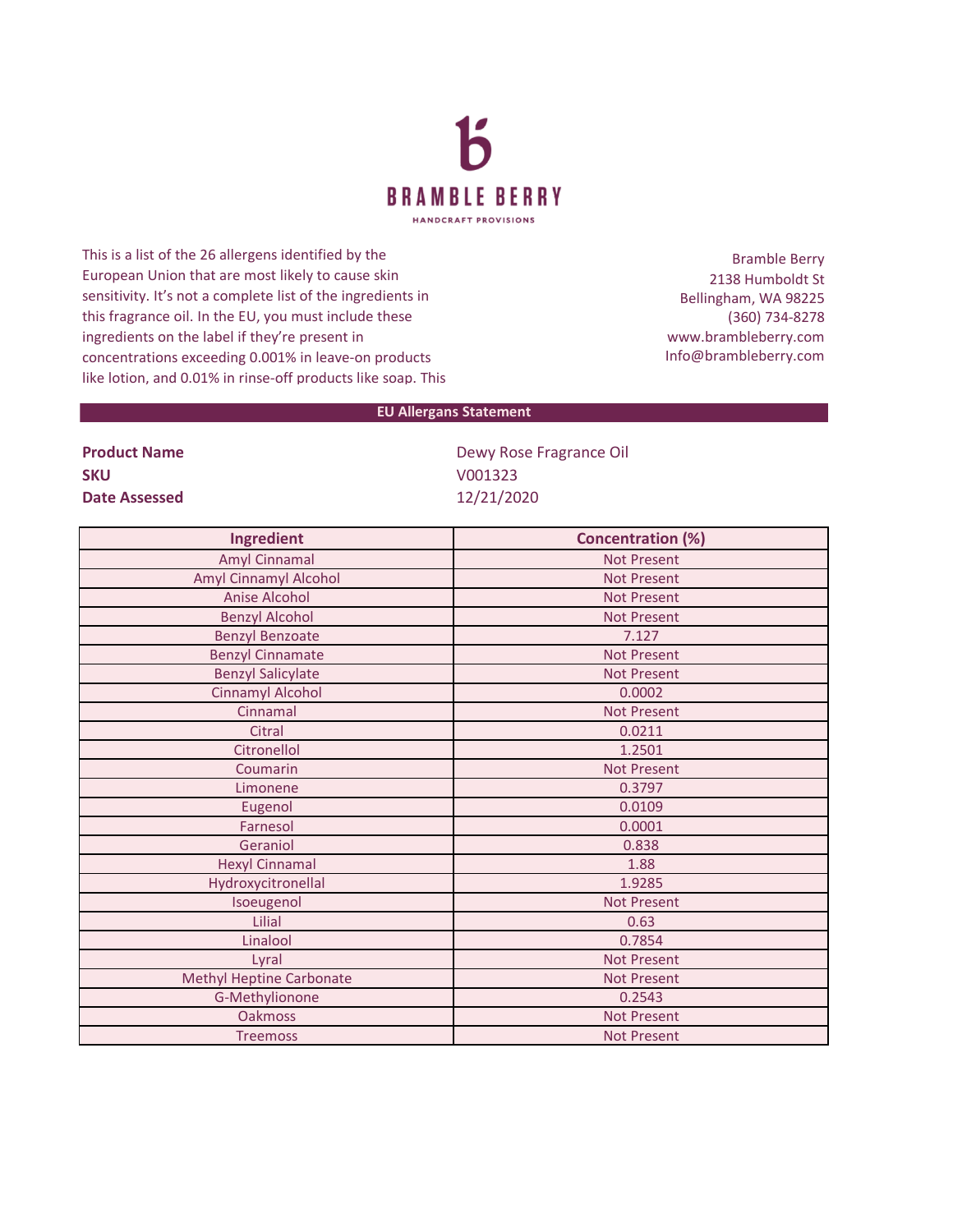# BRAMBLE BERRY

HANDCRAFT PROVISIONS

This is a list of the 26 allergens identified by the European Union that are most likely to cause skin sensitivity. It's not a complete list of the ingredients in this fragrance oil. In the EU, you must include these ingredients on the label if they're present in concentrations exceeding 0.001% in leave-on products like lotion, and 0.01% in rinse-off products like soap. This

Bramble Berry
2138 Humboldt St
Bellingham, WA 98225
(360) 734-8278
www.brambleberry.com
Info@brambleberry.com

## EU Allergans Statement

**Product Name** Dewy Rose Fragrance Oil
**SKU** V001323
**Date Assessed** 12/21/2020

| Ingredient | Concentration (%) |
| --- | --- |
| Amyl Cinnamal | Not Present |
| Amyl Cinnamyl Alcohol | Not Present |
| Anise Alcohol | Not Present |
| Benzyl Alcohol | Not Present |
| Benzyl Benzoate | 7.127 |
| Benzyl Cinnamate | Not Present |
| Benzyl Salicylate | Not Present |
| Cinnamyl Alcohol | 0.0002 |
| Cinnamal | Not Present |
| Citral | 0.0211 |
| Citronellol | 1.2501 |
| Coumarin | Not Present |
| Limonene | 0.3797 |
| Eugenol | 0.0109 |
| Farnesol | 0.0001 |
| Geraniol | 0.838 |
| Hexyl Cinnamal | 1.88 |
| Hydroxycitronellal | 1.9285 |
| Isoeugenol | Not Present |
| Lilial | 0.63 |
| Linalool | 0.7854 |
| Lyral | Not Present |
| Methyl Heptine Carbonate | Not Present |
| G-Methylionone | 0.2543 |
| Oakmoss | Not Present |
| Treemoss | Not Present |